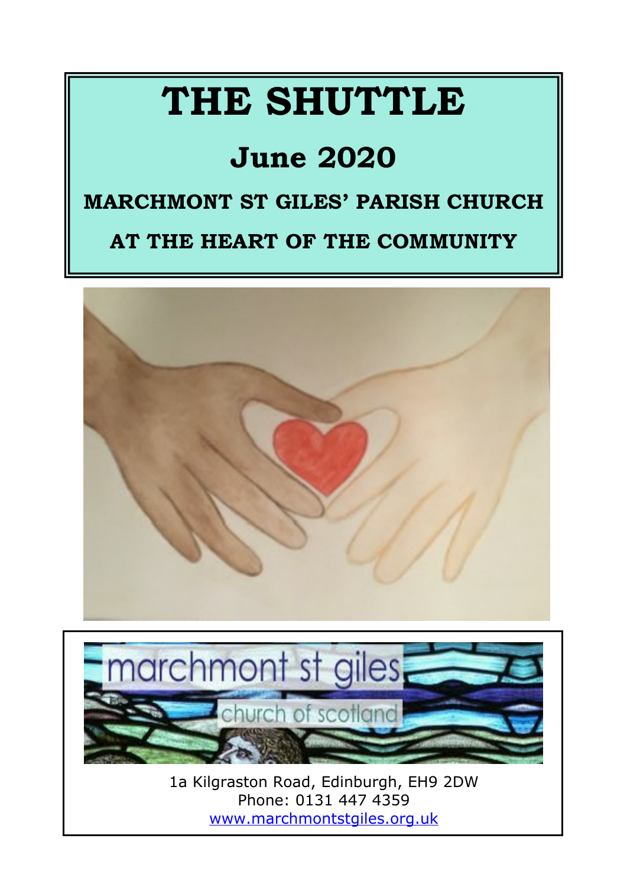# THE SHUTTLE

## June 2020

**MARCHMONT ST GILES' PARISH CHURCH**

**AT THE HEART OF THE COMMUNITY**

marchmont st giles

church of scotland

1a Kilgraston Road, Edinburgh, EH9 2DW
Phone: 0131 447 4359
www.marchmontstgiles.org.uk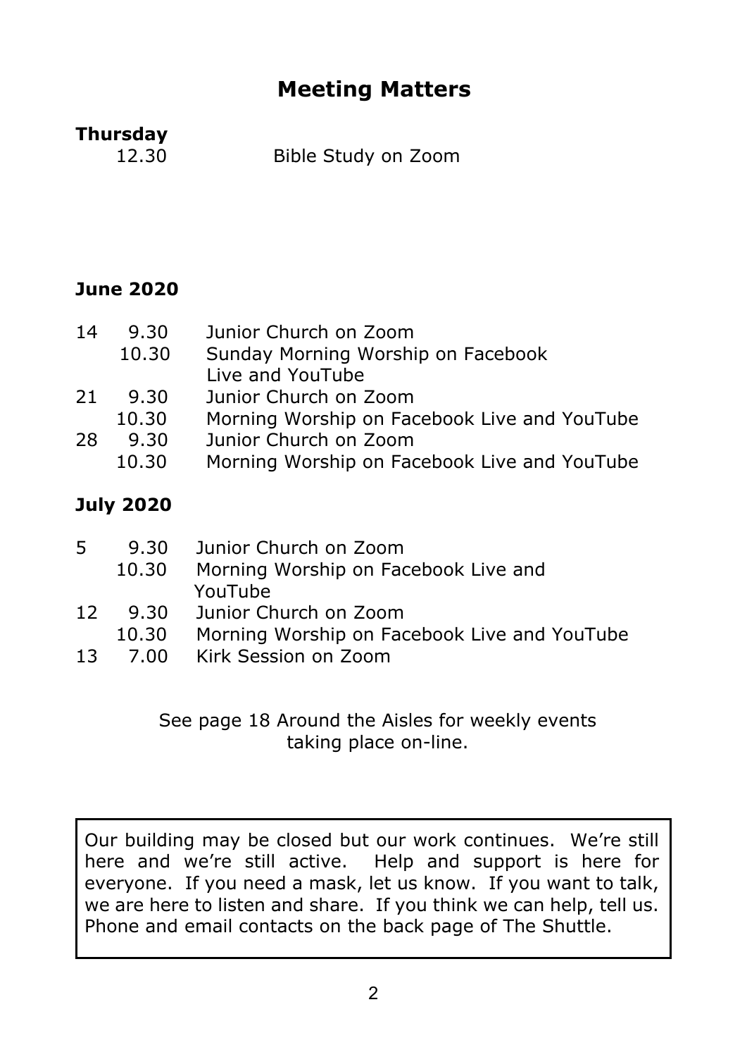# Meeting Matters

**Thursday**

12.30 Bible Study on Zoom

**June 2020**

| | | |
|---|---|---|
| 14 | 9.30 | Junior Church on Zoom |
| | 10.30 | Sunday Morning Worship on Facebook Live and YouTube |
| 21 | 9.30 | Junior Church on Zoom |
| | 10.30 | Morning Worship on Facebook Live and YouTube |
| 28 | 9.30 | Junior Church on Zoom |
| | 10.30 | Morning Worship on Facebook Live and YouTube |

**July 2020**

| | | |
|---|---|---|
| 5 | 9.30 | Junior Church on Zoom |
| | 10.30 | Morning Worship on Facebook Live and YouTube |
| 12 | 9.30 | Junior Church on Zoom |
| | 10.30 | Morning Worship on Facebook Live and YouTube |
| 13 | 7.00 | Kirk Session on Zoom |

See page 18 Around the Aisles for weekly events taking place on-line.

Our building may be closed but our work continues. We're still here and we're still active. Help and support is here for everyone. If you need a mask, let us know. If you want to talk, we are here to listen and share. If you think we can help, tell us. Phone and email contacts on the back page of The Shuttle.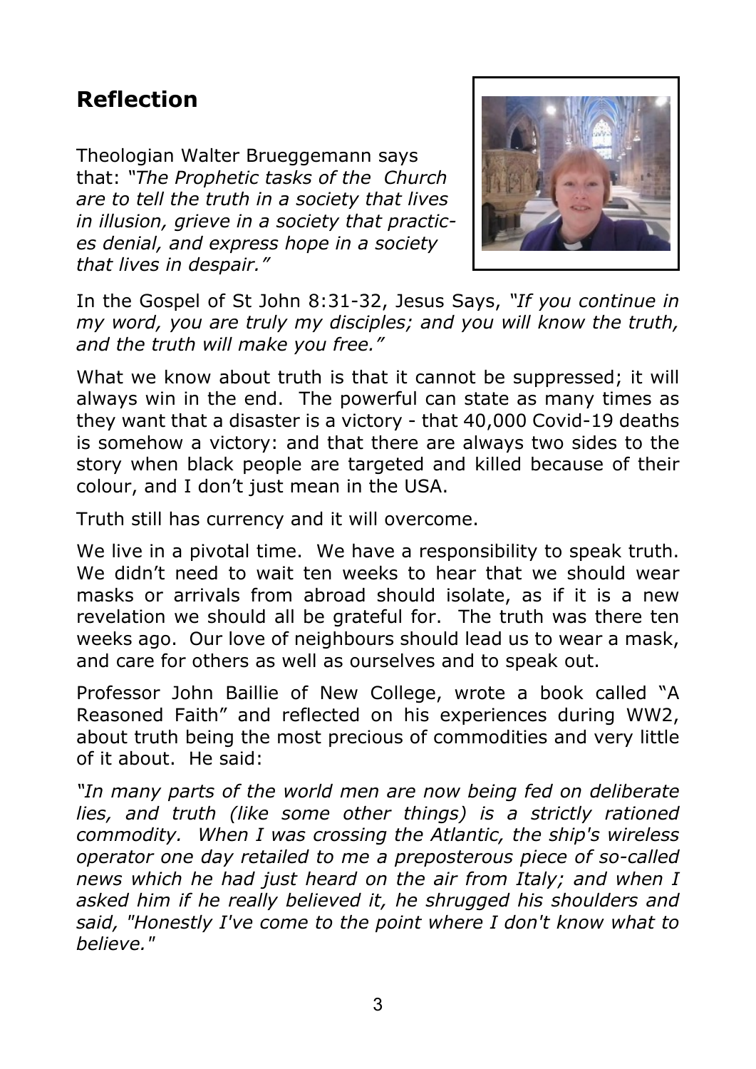## Reflection

Theologian Walter Brueggemann says that: *"The Prophetic tasks of the Church are to tell the truth in a society that lives in illusion, grieve in a society that practices denial, and express hope in a society that lives in despair."*

In the Gospel of St John 8:31-32, Jesus Says, *"If you continue in my word, you are truly my disciples; and you will know the truth, and the truth will make you free."*

What we know about truth is that it cannot be suppressed; it will always win in the end. The powerful can state as many times as they want that a disaster is a victory - that 40,000 Covid-19 deaths is somehow a victory: and that there are always two sides to the story when black people are targeted and killed because of their colour, and I don't just mean in the USA.

Truth still has currency and it will overcome.

We live in a pivotal time. We have a responsibility to speak truth. We didn't need to wait ten weeks to hear that we should wear masks or arrivals from abroad should isolate, as if it is a new revelation we should all be grateful for. The truth was there ten weeks ago. Our love of neighbours should lead us to wear a mask, and care for others as well as ourselves and to speak out.

Professor John Baillie of New College, wrote a book called "A Reasoned Faith" and reflected on his experiences during WW2, about truth being the most precious of commodities and very little of it about. He said:

*"In many parts of the world men are now being fed on deliberate lies, and truth (like some other things) is a strictly rationed commodity. When I was crossing the Atlantic, the ship's wireless operator one day retailed to me a preposterous piece of so-called news which he had just heard on the air from Italy; and when I asked him if he really believed it, he shrugged his shoulders and said, "Honestly I've come to the point where I don't know what to believe."*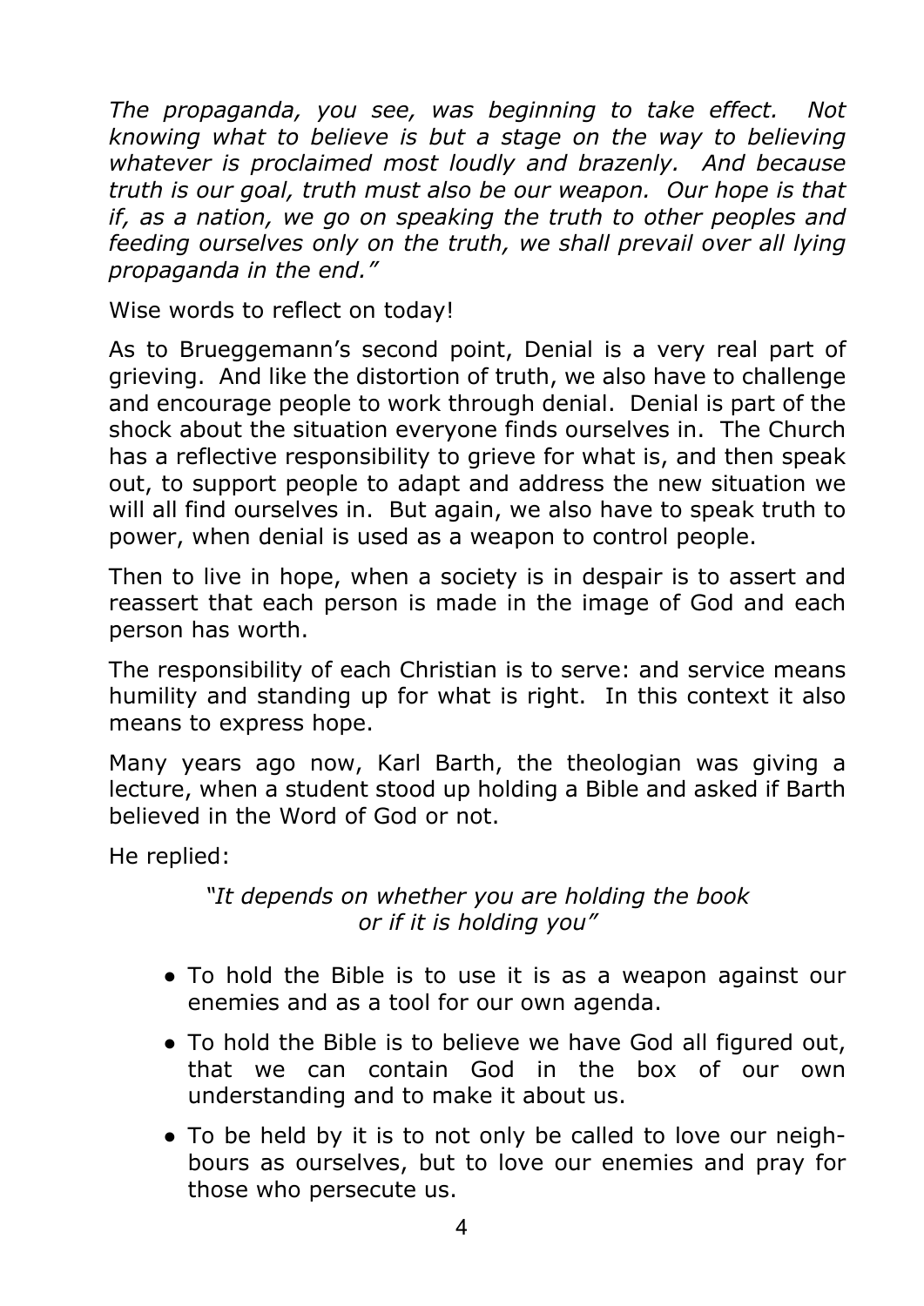*The propaganda, you see, was beginning to take effect. Not knowing what to believe is but a stage on the way to believing whatever is proclaimed most loudly and brazenly. And because truth is our goal, truth must also be our weapon. Our hope is that if, as a nation, we go on speaking the truth to other peoples and feeding ourselves only on the truth, we shall prevail over all lying propaganda in the end."*

Wise words to reflect on today!

As to Brueggemann's second point, Denial is a very real part of grieving. And like the distortion of truth, we also have to challenge and encourage people to work through denial. Denial is part of the shock about the situation everyone finds ourselves in. The Church has a reflective responsibility to grieve for what is, and then speak out, to support people to adapt and address the new situation we will all find ourselves in. But again, we also have to speak truth to power, when denial is used as a weapon to control people.

Then to live in hope, when a society is in despair is to assert and reassert that each person is made in the image of God and each person has worth.

The responsibility of each Christian is to serve: and service means humility and standing up for what is right. In this context it also means to express hope.

Many years ago now, Karl Barth, the theologian was giving a lecture, when a student stood up holding a Bible and asked if Barth believed in the Word of God or not.

He replied:

*"It depends on whether you are holding the book or if it is holding you"*

- To hold the Bible is to use it is as a weapon against our enemies and as a tool for our own agenda.
- To hold the Bible is to believe we have God all figured out, that we can contain God in the box of our own understanding and to make it about us.
- To be held by it is to not only be called to love our neighbours as ourselves, but to love our enemies and pray for those who persecute us.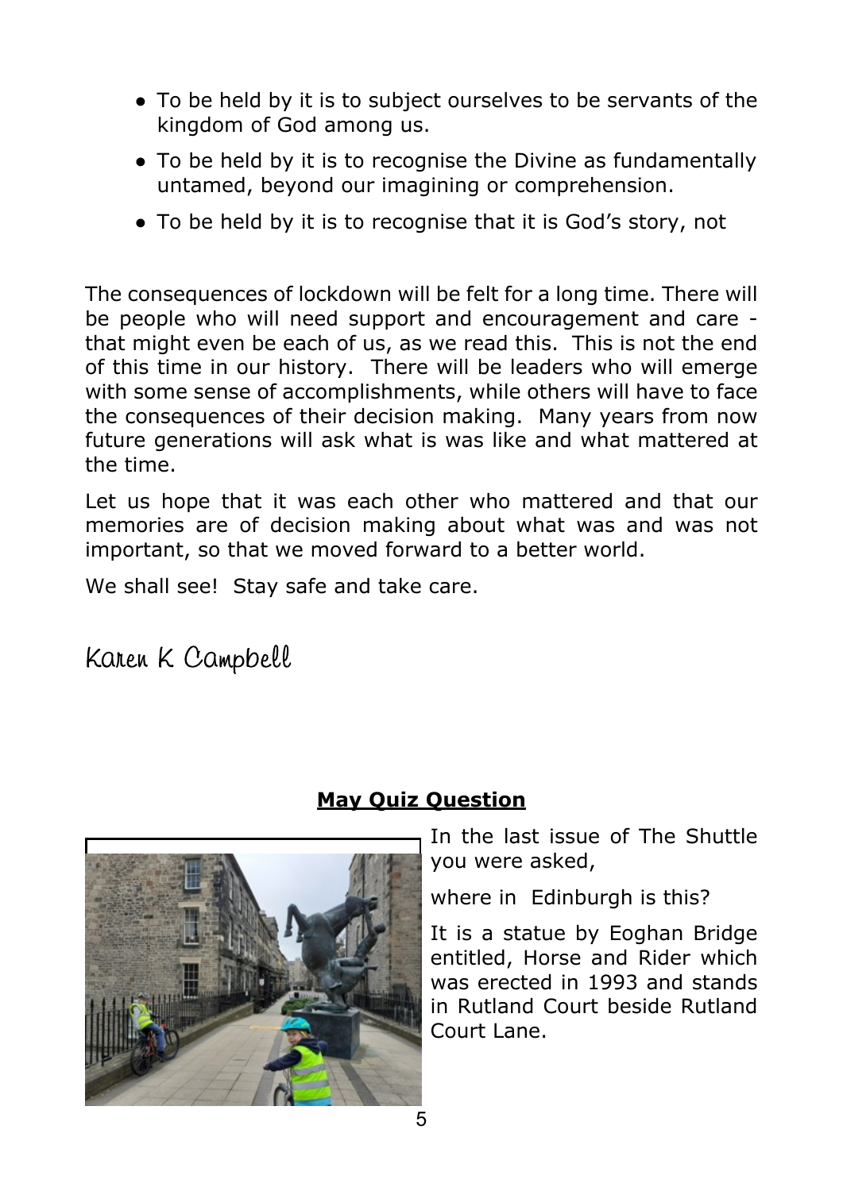- To be held by it is to subject ourselves to be servants of the kingdom of God among us.
- To be held by it is to recognise the Divine as fundamentally untamed, beyond our imagining or comprehension.
- To be held by it is to recognise that it is God's story, not

The consequences of lockdown will be felt for a long time. There will be people who will need support and encouragement and care - that might even be each of us, as we read this. This is not the end of this time in our history. There will be leaders who will emerge with some sense of accomplishments, while others will have to face the consequences of their decision making. Many years from now future generations will ask what is was like and what mattered at the time.

Let us hope that it was each other who mattered and that our memories are of decision making about what was and was not important, so that we moved forward to a better world.

We shall see! Stay safe and take care.

Karen K Campbell

## May Quiz Question

In the last issue of The Shuttle you were asked,

where in Edinburgh is this?

It is a statue by Eoghan Bridge entitled, Horse and Rider which was erected in 1993 and stands in Rutland Court beside Rutland Court Lane.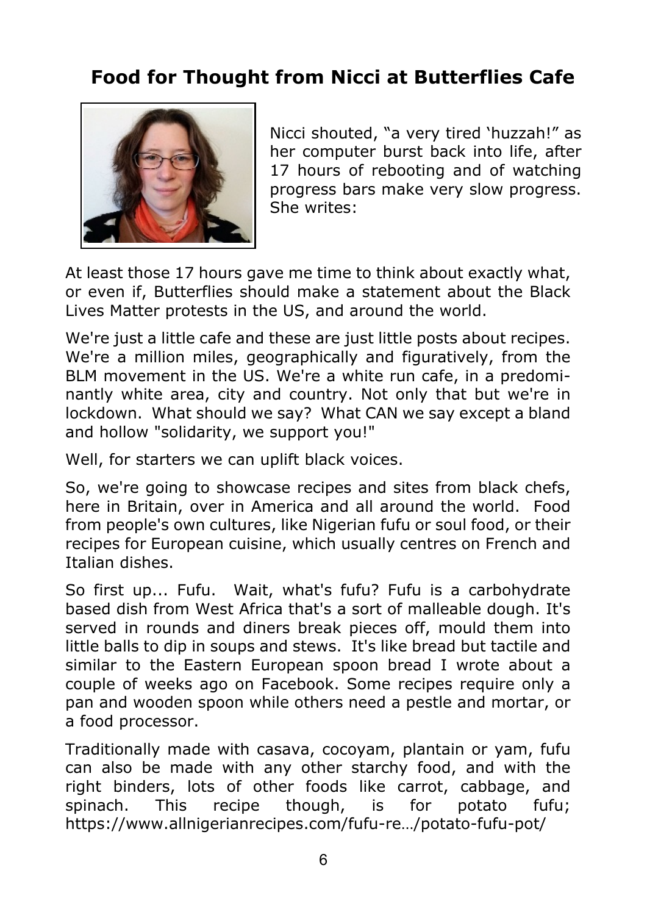## Food for Thought from Nicci at Butterflies Cafe

Nicci shouted, "a very tired 'huzzah!" as her computer burst back into life, after 17 hours of rebooting and of watching progress bars make very slow progress. She writes:

At least those 17 hours gave me time to think about exactly what, or even if, Butterflies should make a statement about the Black Lives Matter protests in the US, and around the world.

We're just a little cafe and these are just little posts about recipes. We're a million miles, geographically and figuratively, from the BLM movement in the US. We're a white run cafe, in a predominantly white area, city and country. Not only that but we're in lockdown. What should we say? What CAN we say except a bland and hollow "solidarity, we support you!"

Well, for starters we can uplift black voices.

So, we're going to showcase recipes and sites from black chefs, here in Britain, over in America and all around the world. Food from people's own cultures, like Nigerian fufu or soul food, or their recipes for European cuisine, which usually centres on French and Italian dishes.

So first up... Fufu. Wait, what's fufu? Fufu is a carbohydrate based dish from West Africa that's a sort of malleable dough. It's served in rounds and diners break pieces off, mould them into little balls to dip in soups and stews. It's like bread but tactile and similar to the Eastern European spoon bread I wrote about a couple of weeks ago on Facebook. Some recipes require only a pan and wooden spoon while others need a pestle and mortar, or a food processor.

Traditionally made with casava, cocoyam, plantain or yam, fufu can also be made with any other starchy food, and with the right binders, lots of other foods like carrot, cabbage, and spinach. This recipe though, is for potato fufu; https://www.allnigerianrecipes.com/fufu-re…/potato-fufu-pot/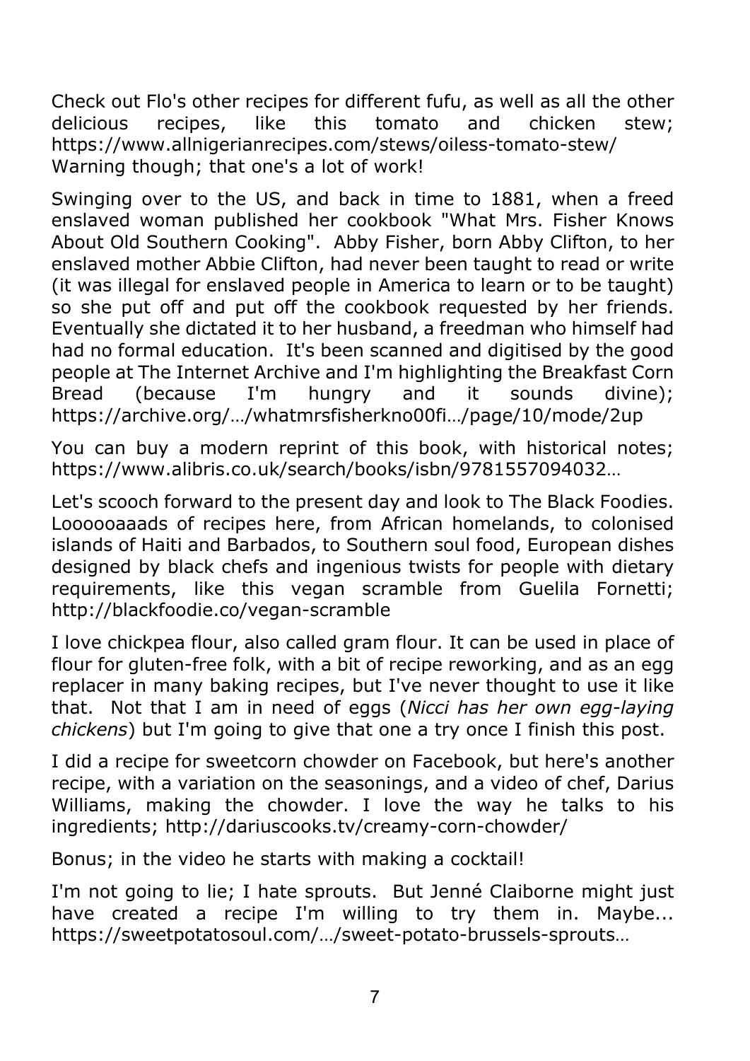Check out Flo's other recipes for different fufu, as well as all the other delicious recipes, like this tomato and chicken stew; https://www.allnigerianrecipes.com/stews/oiless-tomato-stew/
Warning though; that one's a lot of work!

Swinging over to the US, and back in time to 1881, when a freed enslaved woman published her cookbook "What Mrs. Fisher Knows About Old Southern Cooking". Abby Fisher, born Abby Clifton, to her enslaved mother Abbie Clifton, had never been taught to read or write (it was illegal for enslaved people in America to learn or to be taught) so she put off and put off the cookbook requested by her friends. Eventually she dictated it to her husband, a freedman who himself had had no formal education. It's been scanned and digitised by the good people at The Internet Archive and I'm highlighting the Breakfast Corn Bread (because I'm hungry and it sounds divine); https://archive.org/…/whatmrsfisherkno00fi…/page/10/mode/2up

You can buy a modern reprint of this book, with historical notes; https://www.alibris.co.uk/search/books/isbn/9781557094032…

Let's scooch forward to the present day and look to The Black Foodies. Loooooaaads of recipes here, from African homelands, to colonised islands of Haiti and Barbados, to Southern soul food, European dishes designed by black chefs and ingenious twists for people with dietary requirements, like this vegan scramble from Guelila Fornetti; http://blackfoodie.co/vegan-scramble

I love chickpea flour, also called gram flour. It can be used in place of flour for gluten-free folk, with a bit of recipe reworking, and as an egg replacer in many baking recipes, but I've never thought to use it like that. Not that I am in need of eggs (*Nicci has her own egg-laying chickens*) but I'm going to give that one a try once I finish this post.

I did a recipe for sweetcorn chowder on Facebook, but here's another recipe, with a variation on the seasonings, and a video of chef, Darius Williams, making the chowder. I love the way he talks to his ingredients; http://dariuscooks.tv/creamy-corn-chowder/

Bonus; in the video he starts with making a cocktail!

I'm not going to lie; I hate sprouts. But Jenné Claiborne might just have created a recipe I'm willing to try them in. Maybe... https://sweetpotatosoul.com/…/sweet-potato-brussels-sprouts…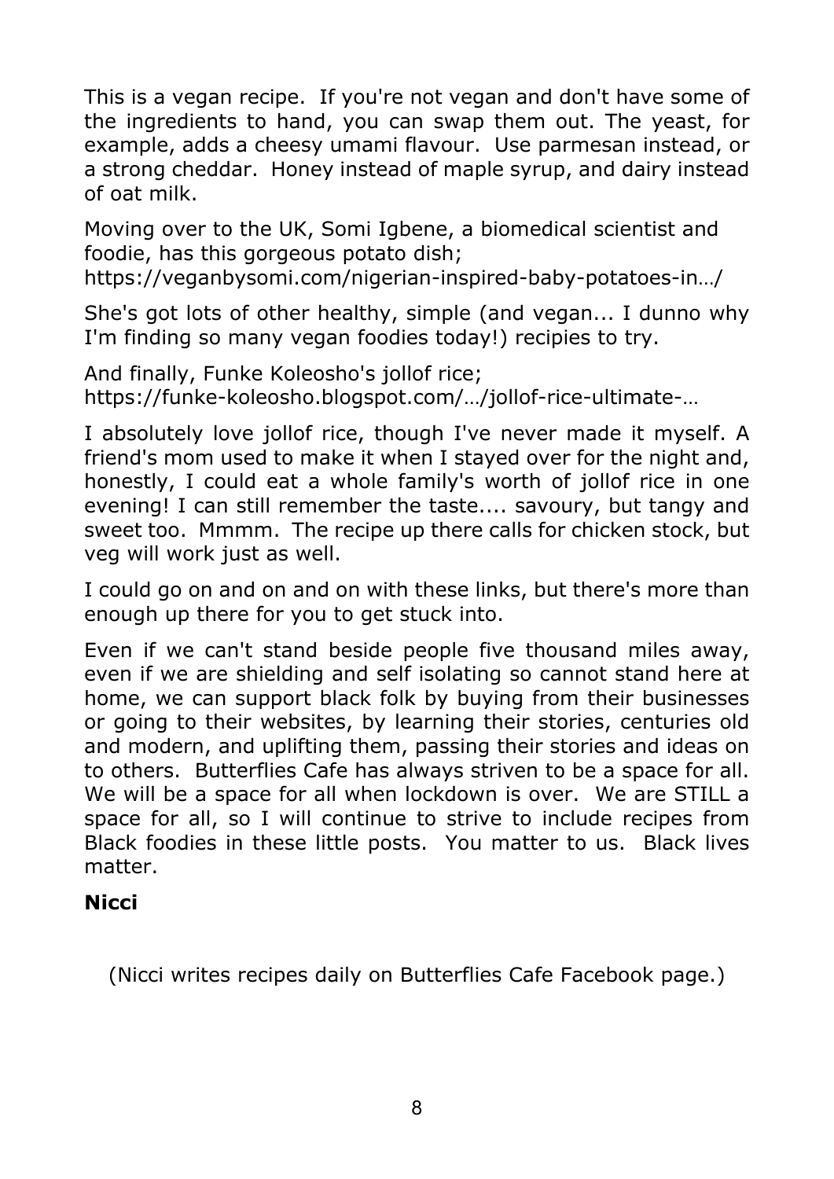This is a vegan recipe. If you're not vegan and don't have some of the ingredients to hand, you can swap them out. The yeast, for example, adds a cheesy umami flavour. Use parmesan instead, or a strong cheddar. Honey instead of maple syrup, and dairy instead of oat milk.

Moving over to the UK, Somi Igbene, a biomedical scientist and foodie, has this gorgeous potato dish;
https://veganbysomi.com/nigerian-inspired-baby-potatoes-in…/

She's got lots of other healthy, simple (and vegan... I dunno why I'm finding so many vegan foodies today!) recipies to try.

And finally, Funke Koleosho's jollof rice;
https://funke-koleosho.blogspot.com/…/jollof-rice-ultimate-…

I absolutely love jollof rice, though I've never made it myself. A friend's mom used to make it when I stayed over for the night and, honestly, I could eat a whole family's worth of jollof rice in one evening! I can still remember the taste.... savoury, but tangy and sweet too. Mmmm. The recipe up there calls for chicken stock, but veg will work just as well.

I could go on and on and on with these links, but there's more than enough up there for you to get stuck into.

Even if we can't stand beside people five thousand miles away, even if we are shielding and self isolating so cannot stand here at home, we can support black folk by buying from their businesses or going to their websites, by learning their stories, centuries old and modern, and uplifting them, passing their stories and ideas on to others. Butterflies Cafe has always striven to be a space for all. We will be a space for all when lockdown is over. We are STILL a space for all, so I will continue to strive to include recipes from Black foodies in these little posts. You matter to us. Black lives matter.

**Nicci**

(Nicci writes recipes daily on Butterflies Cafe Facebook page.)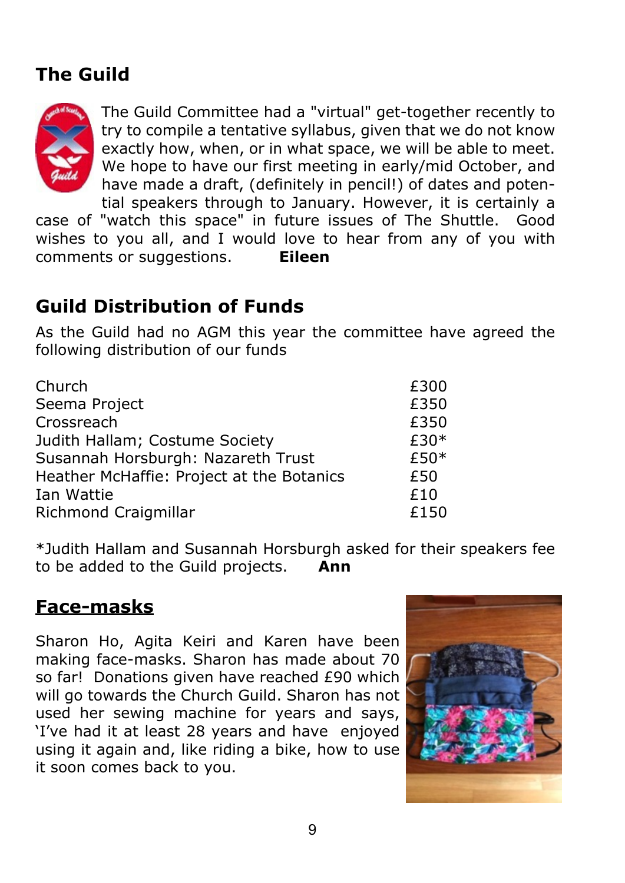## The Guild

The Guild Committee had a "virtual" get-together recently to try to compile a tentative syllabus, given that we do not know exactly how, when, or in what space, we will be able to meet. We hope to have our first meeting in early/mid October, and have made a draft, (definitely in pencil!) of dates and potential speakers through to January. However, it is certainly a case of "watch this space" in future issues of The Shuttle. Good wishes to you all, and I would love to hear from any of you with comments or suggestions. **Eileen**

## Guild Distribution of Funds

As the Guild had no AGM this year the committee have agreed the following distribution of our funds

| | |
|---|---|
| Church | £300 |
| Seema Project | £350 |
| Crossreach | £350 |
| Judith Hallam; Costume Society | £30* |
| Susannah Horsburgh: Nazareth Trust | £50* |
| Heather McHaffie: Project at the Botanics | £50 |
| Ian Wattie | £10 |
| Richmond Craigmillar | £150 |

*Judith Hallam and Susannah Horsburgh asked for their speakers fee to be added to the Guild projects. **Ann**

## Face-masks

Sharon Ho, Agita Keiri and Karen have been making face-masks. Sharon has made about 70 so far! Donations given have reached £90 which will go towards the Church Guild. Sharon has not used her sewing machine for years and says, 'I've had it at least 28 years and have enjoyed using it again and, like riding a bike, how to use it soon comes back to you.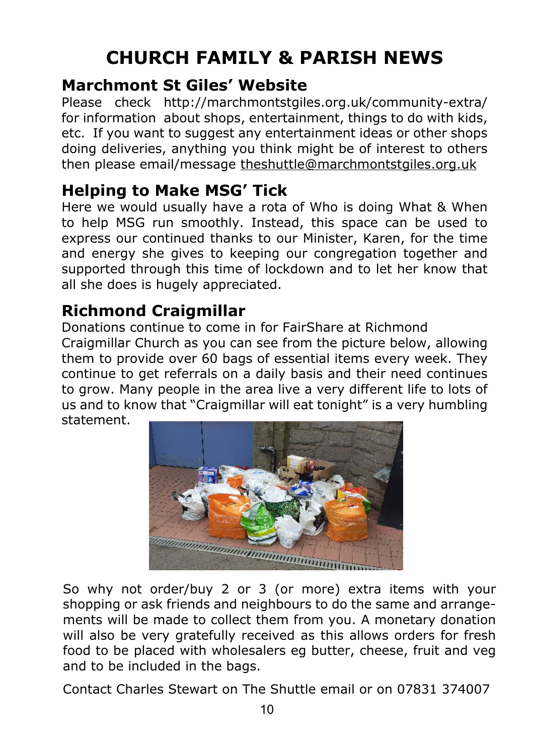# CHURCH FAMILY & PARISH NEWS

## Marchmont St Giles' Website

Please check http://marchmontstgiles.org.uk/community-extra/ for information about shops, entertainment, things to do with kids, etc. If you want to suggest any entertainment ideas or other shops doing deliveries, anything you think might be of interest to others then please email/message theshuttle@marchmontstgiles.org.uk

## Helping to Make MSG' Tick

Here we would usually have a rota of Who is doing What & When to help MSG run smoothly. Instead, this space can be used to express our continued thanks to our Minister, Karen, for the time and energy she gives to keeping our congregation together and supported through this time of lockdown and to let her know that all she does is hugely appreciated.

## Richmond Craigmillar

Donations continue to come in for FairShare at Richmond Craigmillar Church as you can see from the picture below, allowing them to provide over 60 bags of essential items every week. They continue to get referrals on a daily basis and their need continues to grow. Many people in the area live a very different life to lots of us and to know that "Craigmillar will eat tonight" is a very humbling statement.

So why not order/buy 2 or 3 (or more) extra items with your shopping or ask friends and neighbours to do the same and arrangements will be made to collect them from you. A monetary donation will also be very gratefully received as this allows orders for fresh food to be placed with wholesalers eg butter, cheese, fruit and veg and to be included in the bags.

Contact Charles Stewart on The Shuttle email or on 07831 374007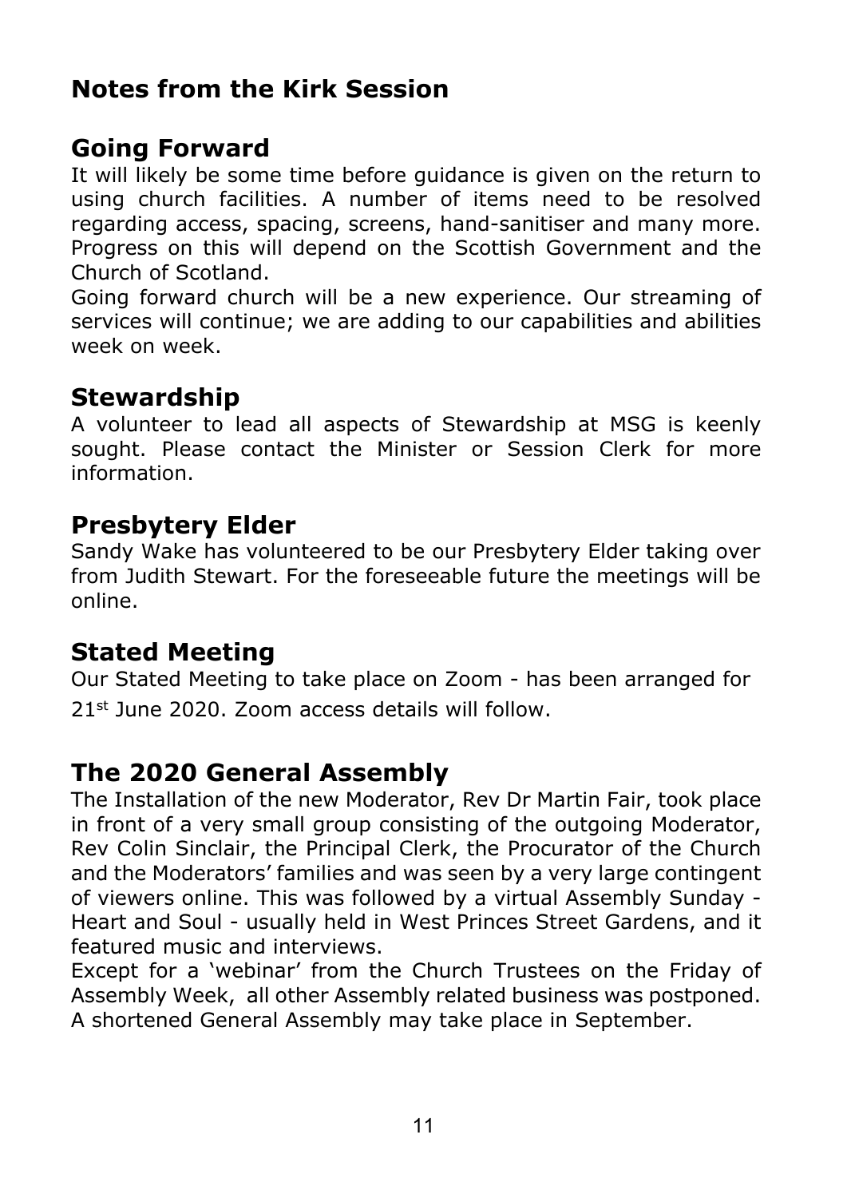# Notes from the Kirk Session

## Going Forward

It will likely be some time before guidance is given on the return to using church facilities. A number of items need to be resolved regarding access, spacing, screens, hand-sanitiser and many more. Progress on this will depend on the Scottish Government and the Church of Scotland.

Going forward church will be a new experience. Our streaming of services will continue; we are adding to our capabilities and abilities week on week.

## Stewardship

A volunteer to lead all aspects of Stewardship at MSG is keenly sought. Please contact the Minister or Session Clerk for more information.

## Presbytery Elder

Sandy Wake has volunteered to be our Presbytery Elder taking over from Judith Stewart. For the foreseeable future the meetings will be online.

## Stated Meeting

Our Stated Meeting to take place on Zoom - has been arranged for 21st June 2020. Zoom access details will follow.

## The 2020 General Assembly

The Installation of the new Moderator, Rev Dr Martin Fair, took place in front of a very small group consisting of the outgoing Moderator, Rev Colin Sinclair, the Principal Clerk, the Procurator of the Church and the Moderators' families and was seen by a very large contingent of viewers online. This was followed by a virtual Assembly Sunday - Heart and Soul - usually held in West Princes Street Gardens, and it featured music and interviews.

Except for a 'webinar' from the Church Trustees on the Friday of Assembly Week, all other Assembly related business was postponed. A shortened General Assembly may take place in September.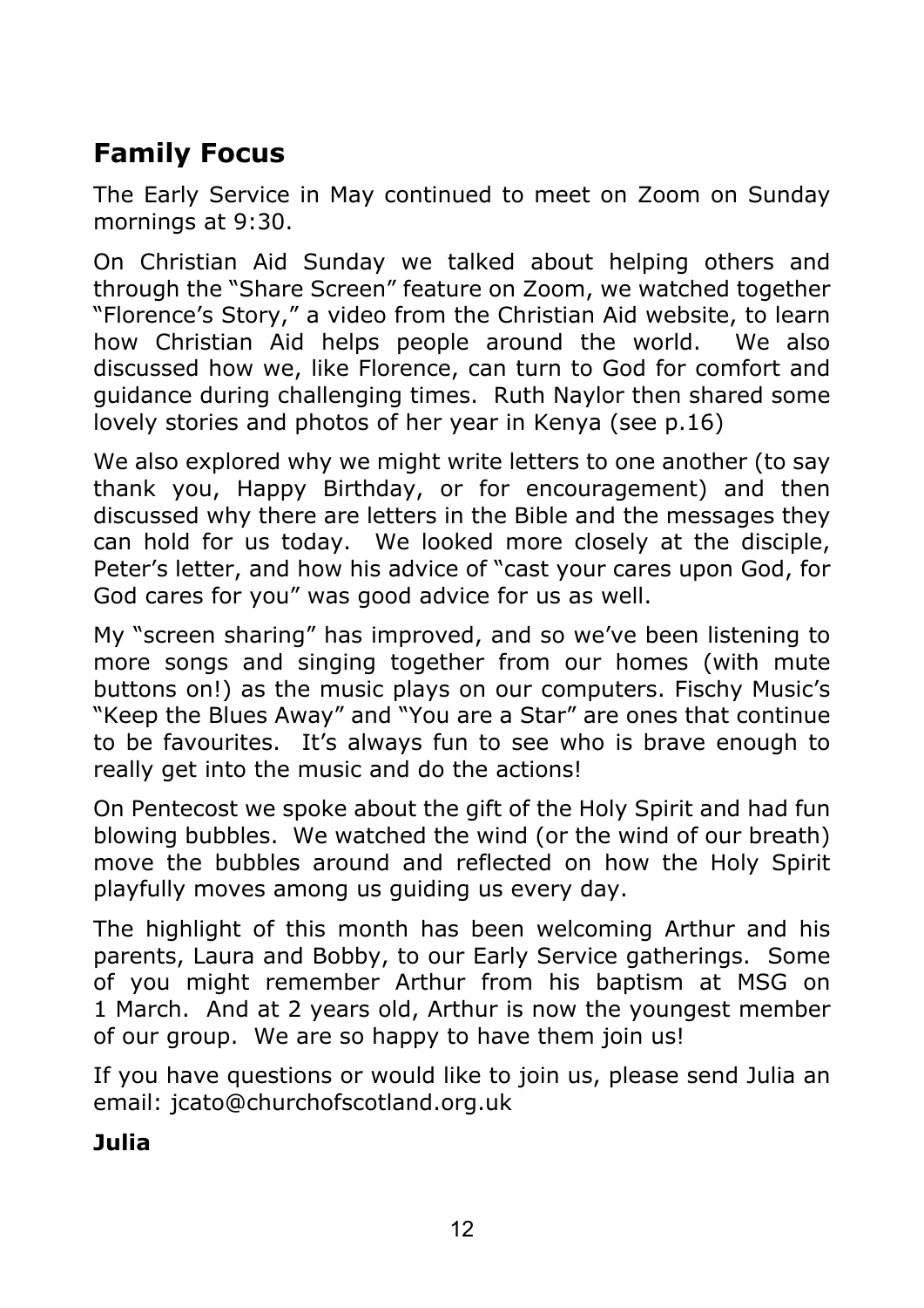## Family Focus

The Early Service in May continued to meet on Zoom on Sunday mornings at 9:30.

On Christian Aid Sunday we talked about helping others and through the "Share Screen" feature on Zoom, we watched together "Florence's Story," a video from the Christian Aid website, to learn how Christian Aid helps people around the world. We also discussed how we, like Florence, can turn to God for comfort and guidance during challenging times. Ruth Naylor then shared some lovely stories and photos of her year in Kenya (see p.16)

We also explored why we might write letters to one another (to say thank you, Happy Birthday, or for encouragement) and then discussed why there are letters in the Bible and the messages they can hold for us today. We looked more closely at the disciple, Peter's letter, and how his advice of "cast your cares upon God, for God cares for you" was good advice for us as well.

My "screen sharing" has improved, and so we've been listening to more songs and singing together from our homes (with mute buttons on!) as the music plays on our computers. Fischy Music's "Keep the Blues Away" and "You are a Star" are ones that continue to be favourites. It's always fun to see who is brave enough to really get into the music and do the actions!

On Pentecost we spoke about the gift of the Holy Spirit and had fun blowing bubbles. We watched the wind (or the wind of our breath) move the bubbles around and reflected on how the Holy Spirit playfully moves among us guiding us every day.

The highlight of this month has been welcoming Arthur and his parents, Laura and Bobby, to our Early Service gatherings. Some of you might remember Arthur from his baptism at MSG on 1 March. And at 2 years old, Arthur is now the youngest member of our group. We are so happy to have them join us!

If you have questions or would like to join us, please send Julia an email: jcato@churchofscotland.org.uk

**Julia**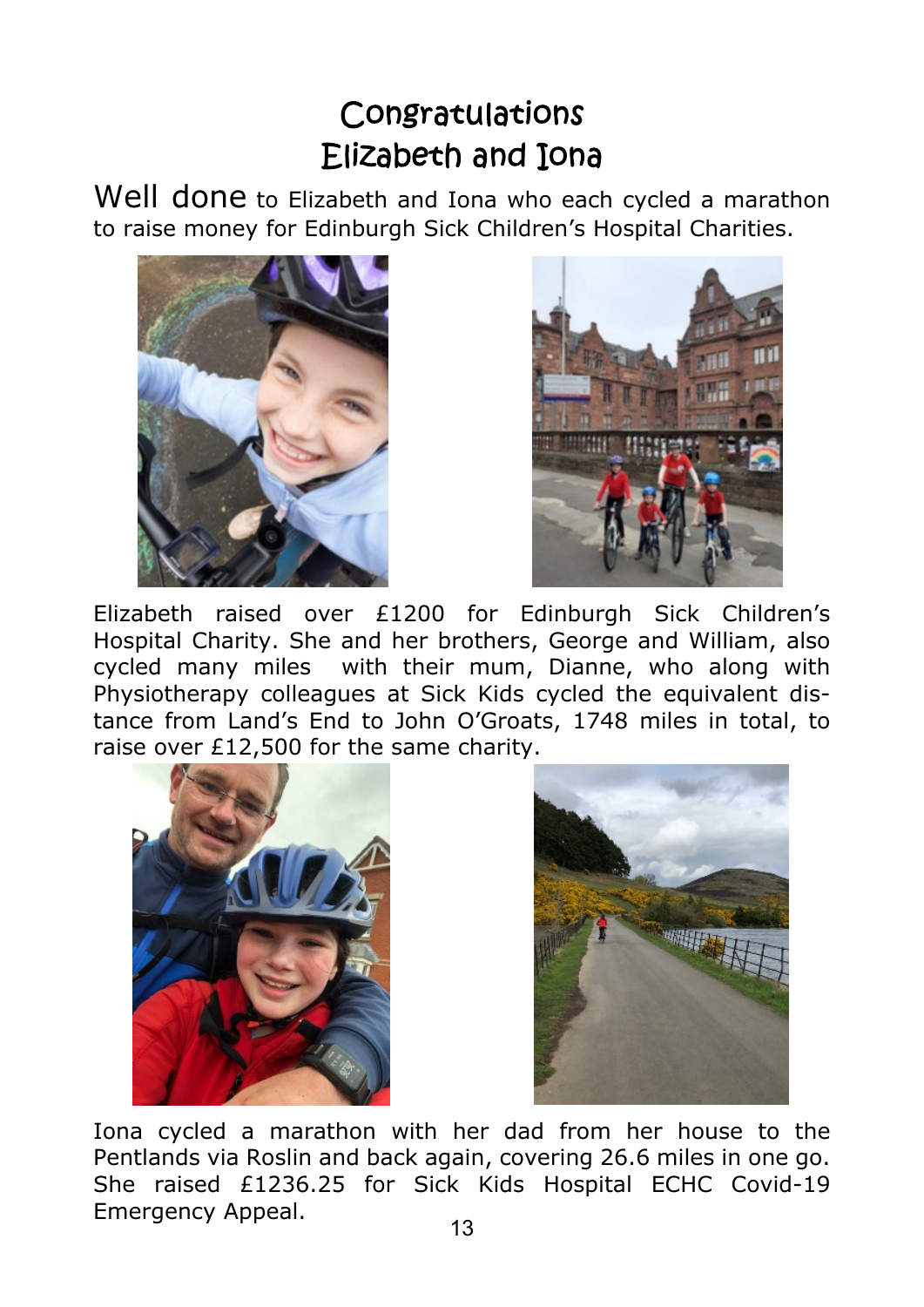# Congratulations Elizabeth and Iona

Well done to Elizabeth and Iona who each cycled a marathon to raise money for Edinburgh Sick Children's Hospital Charities.

Elizabeth raised over £1200 for Edinburgh Sick Children's Hospital Charity. She and her brothers, George and William, also cycled many miles with their mum, Dianne, who along with Physiotherapy colleagues at Sick Kids cycled the equivalent distance from Land's End to John O'Groats, 1748 miles in total, to raise over £12,500 for the same charity.

Iona cycled a marathon with her dad from her house to the Pentlands via Roslin and back again, covering 26.6 miles in one go. She raised £1236.25 for Sick Kids Hospital ECHC Covid-19 Emergency Appeal.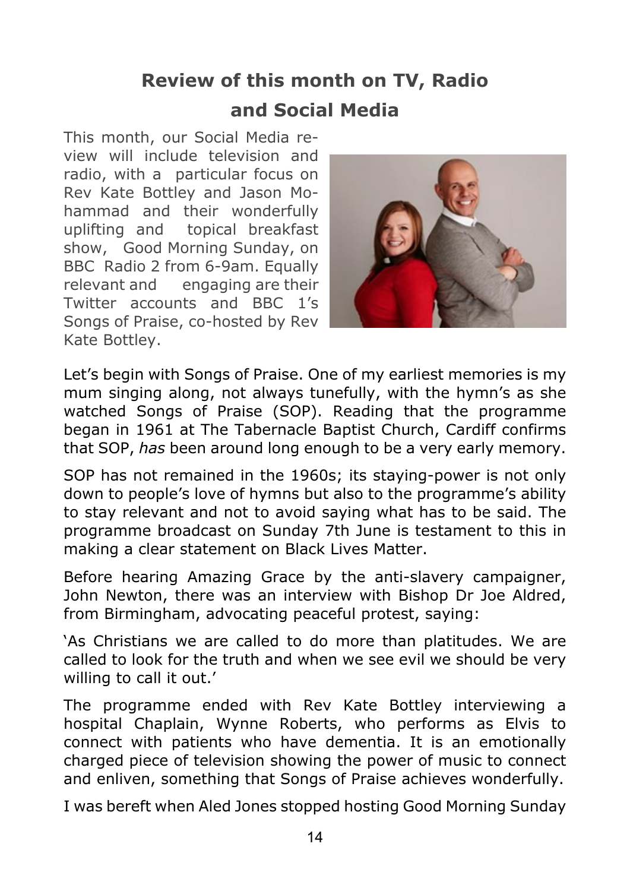## Review of this month on TV, Radio and Social Media

This month, our Social Media review will include television and radio, with a particular focus on Rev Kate Bottley and Jason Mohammad and their wonderfully uplifting and topical breakfast show, Good Morning Sunday, on BBC Radio 2 from 6-9am. Equally relevant and engaging are their Twitter accounts and BBC 1's Songs of Praise, co-hosted by Rev Kate Bottley.

Let's begin with Songs of Praise. One of my earliest memories is my mum singing along, not always tunefully, with the hymn's as she watched Songs of Praise (SOP). Reading that the programme began in 1961 at The Tabernacle Baptist Church, Cardiff confirms that SOP, *has* been around long enough to be a very early memory.

SOP has not remained in the 1960s; its staying-power is not only down to people's love of hymns but also to the programme's ability to stay relevant and not to avoid saying what has to be said. The programme broadcast on Sunday 7th June is testament to this in making a clear statement on Black Lives Matter.

Before hearing Amazing Grace by the anti-slavery campaigner, John Newton, there was an interview with Bishop Dr Joe Aldred, from Birmingham, advocating peaceful protest, saying:

'As Christians we are called to do more than platitudes. We are called to look for the truth and when we see evil we should be very willing to call it out.'

The programme ended with Rev Kate Bottley interviewing a hospital Chaplain, Wynne Roberts, who performs as Elvis to connect with patients who have dementia. It is an emotionally charged piece of television showing the power of music to connect and enliven, something that Songs of Praise achieves wonderfully.

I was bereft when Aled Jones stopped hosting Good Morning Sunday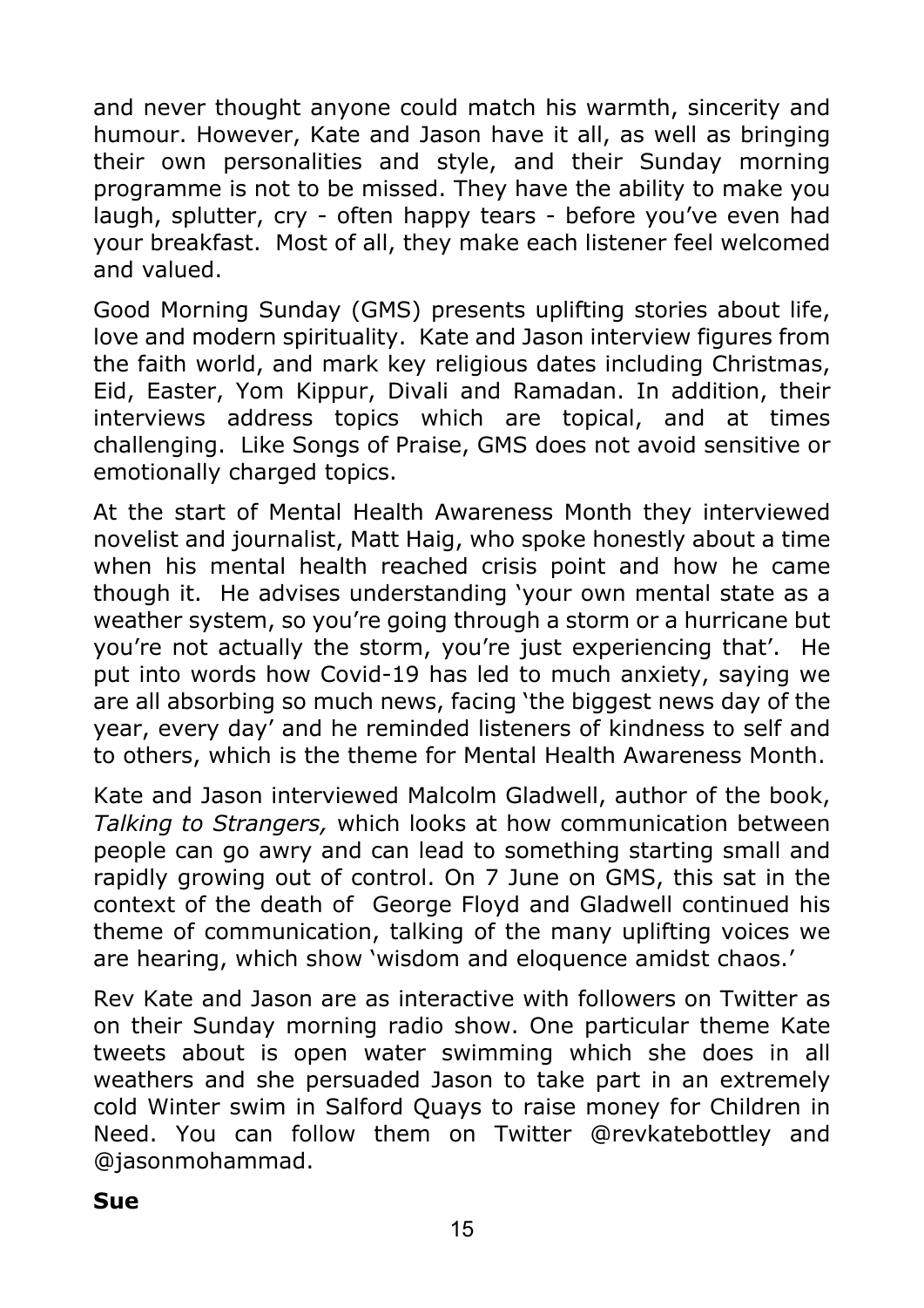and never thought anyone could match his warmth, sincerity and humour. However, Kate and Jason have it all, as well as bringing their own personalities and style, and their Sunday morning programme is not to be missed. They have the ability to make you laugh, splutter, cry - often happy tears - before you've even had your breakfast. Most of all, they make each listener feel welcomed and valued.

Good Morning Sunday (GMS) presents uplifting stories about life, love and modern spirituality. Kate and Jason interview figures from the faith world, and mark key religious dates including Christmas, Eid, Easter, Yom Kippur, Divali and Ramadan. In addition, their interviews address topics which are topical, and at times challenging. Like Songs of Praise, GMS does not avoid sensitive or emotionally charged topics.

At the start of Mental Health Awareness Month they interviewed novelist and journalist, Matt Haig, who spoke honestly about a time when his mental health reached crisis point and how he came though it. He advises understanding 'your own mental state as a weather system, so you're going through a storm or a hurricane but you're not actually the storm, you're just experiencing that'. He put into words how Covid-19 has led to much anxiety, saying we are all absorbing so much news, facing 'the biggest news day of the year, every day' and he reminded listeners of kindness to self and to others, which is the theme for Mental Health Awareness Month.

Kate and Jason interviewed Malcolm Gladwell, author of the book, *Talking to Strangers,* which looks at how communication between people can go awry and can lead to something starting small and rapidly growing out of control. On 7 June on GMS, this sat in the context of the death of George Floyd and Gladwell continued his theme of communication, talking of the many uplifting voices we are hearing, which show 'wisdom and eloquence amidst chaos.'

Rev Kate and Jason are as interactive with followers on Twitter as on their Sunday morning radio show. One particular theme Kate tweets about is open water swimming which she does in all weathers and she persuaded Jason to take part in an extremely cold Winter swim in Salford Quays to raise money for Children in Need. You can follow them on Twitter @revkatebottley and @jasonmohammad.

**Sue**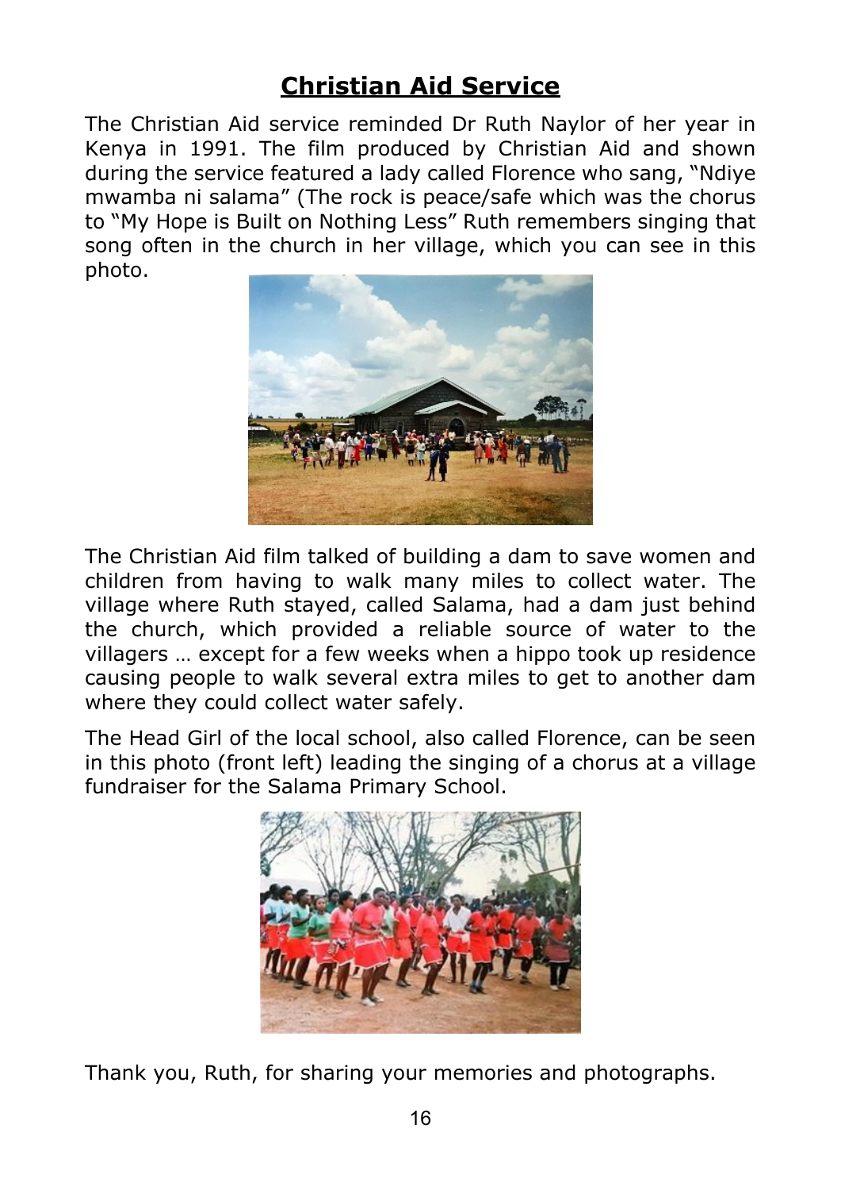# Christian Aid Service

The Christian Aid service reminded Dr Ruth Naylor of her year in Kenya in 1991. The film produced by Christian Aid and shown during the service featured a lady called Florence who sang, "Ndiye mwamba ni salama" (The rock is peace/safe which was the chorus to "My Hope is Built on Nothing Less" Ruth remembers singing that song often in the church in her village, which you can see in this photo.

The Christian Aid film talked of building a dam to save women and children from having to walk many miles to collect water. The village where Ruth stayed, called Salama, had a dam just behind the church, which provided a reliable source of water to the villagers … except for a few weeks when a hippo took up residence causing people to walk several extra miles to get to another dam where they could collect water safely.

The Head Girl of the local school, also called Florence, can be seen in this photo (front left) leading the singing of a chorus at a village fundraiser for the Salama Primary School.

Thank you, Ruth, for sharing your memories and photographs.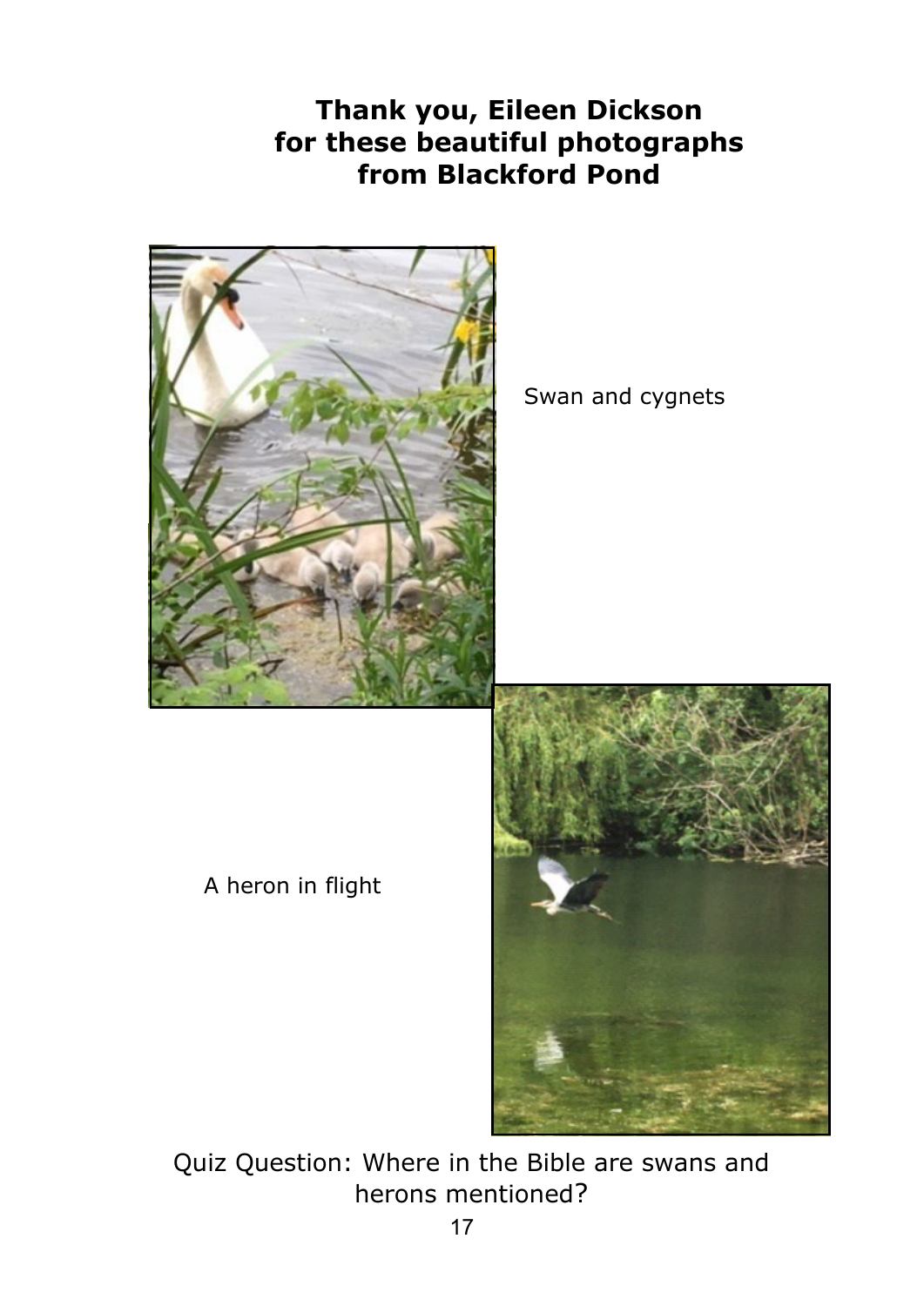**Thank you, Eileen Dickson for these beautiful photographs from Blackford Pond**

Swan and cygnets

A heron in flight

Quiz Question: Where in the Bible are swans and herons mentioned?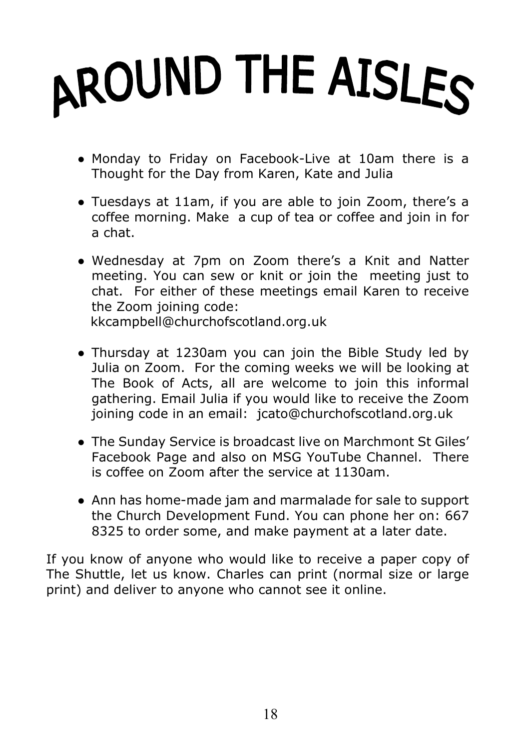# AROUND THE AISLES

- Monday to Friday on Facebook-Live at 10am there is a Thought for the Day from Karen, Kate and Julia

- Tuesdays at 11am, if you are able to join Zoom, there's a coffee morning. Make a cup of tea or coffee and join in for a chat.

- Wednesday at 7pm on Zoom there's a Knit and Natter meeting. You can sew or knit or join the meeting just to chat. For either of these meetings email Karen to receive the Zoom joining code:
  kkcampbell@churchofscotland.org.uk

- Thursday at 1230am you can join the Bible Study led by Julia on Zoom. For the coming weeks we will be looking at The Book of Acts, all are welcome to join this informal gathering. Email Julia if you would like to receive the Zoom joining code in an email: jcato@churchofscotland.org.uk

- The Sunday Service is broadcast live on Marchmont St Giles' Facebook Page and also on MSG YouTube Channel. There is coffee on Zoom after the service at 1130am.

- Ann has home-made jam and marmalade for sale to support the Church Development Fund. You can phone her on: 667 8325 to order some, and make payment at a later date.

If you know of anyone who would like to receive a paper copy of The Shuttle, let us know. Charles can print (normal size or large print) and deliver to anyone who cannot see it online.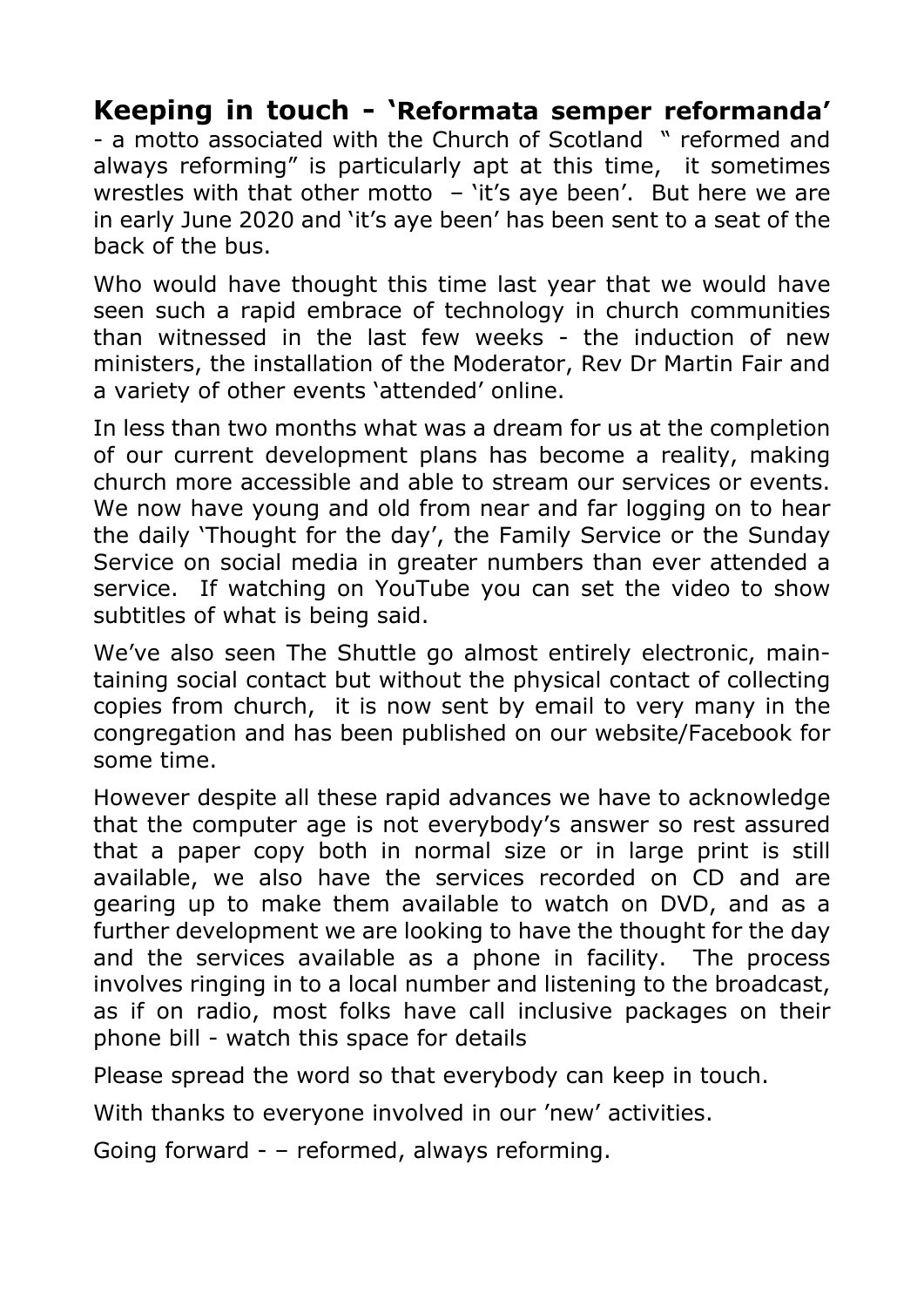**Keeping in touch - 'Reformata semper reformanda'** - a motto associated with the Church of Scotland " reformed and always reforming" is particularly apt at this time, it sometimes wrestles with that other motto – 'it's aye been'. But here we are in early June 2020 and 'it's aye been' has been sent to a seat of the back of the bus.

Who would have thought this time last year that we would have seen such a rapid embrace of technology in church communities than witnessed in the last few weeks - the induction of new ministers, the installation of the Moderator, Rev Dr Martin Fair and a variety of other events 'attended' online.

In less than two months what was a dream for us at the completion of our current development plans has become a reality, making church more accessible and able to stream our services or events. We now have young and old from near and far logging on to hear the daily 'Thought for the day', the Family Service or the Sunday Service on social media in greater numbers than ever attended a service. If watching on YouTube you can set the video to show subtitles of what is being said.

We've also seen The Shuttle go almost entirely electronic, maintaining social contact but without the physical contact of collecting copies from church, it is now sent by email to very many in the congregation and has been published on our website/Facebook for some time.

However despite all these rapid advances we have to acknowledge that the computer age is not everybody's answer so rest assured that a paper copy both in normal size or in large print is still available, we also have the services recorded on CD and are gearing up to make them available to watch on DVD, and as a further development we are looking to have the thought for the day and the services available as a phone in facility. The process involves ringing in to a local number and listening to the broadcast, as if on radio, most folks have call inclusive packages on their phone bill - watch this space for details

Please spread the word so that everybody can keep in touch.

With thanks to everyone involved in our 'new' activities.

Going forward - – reformed, always reforming.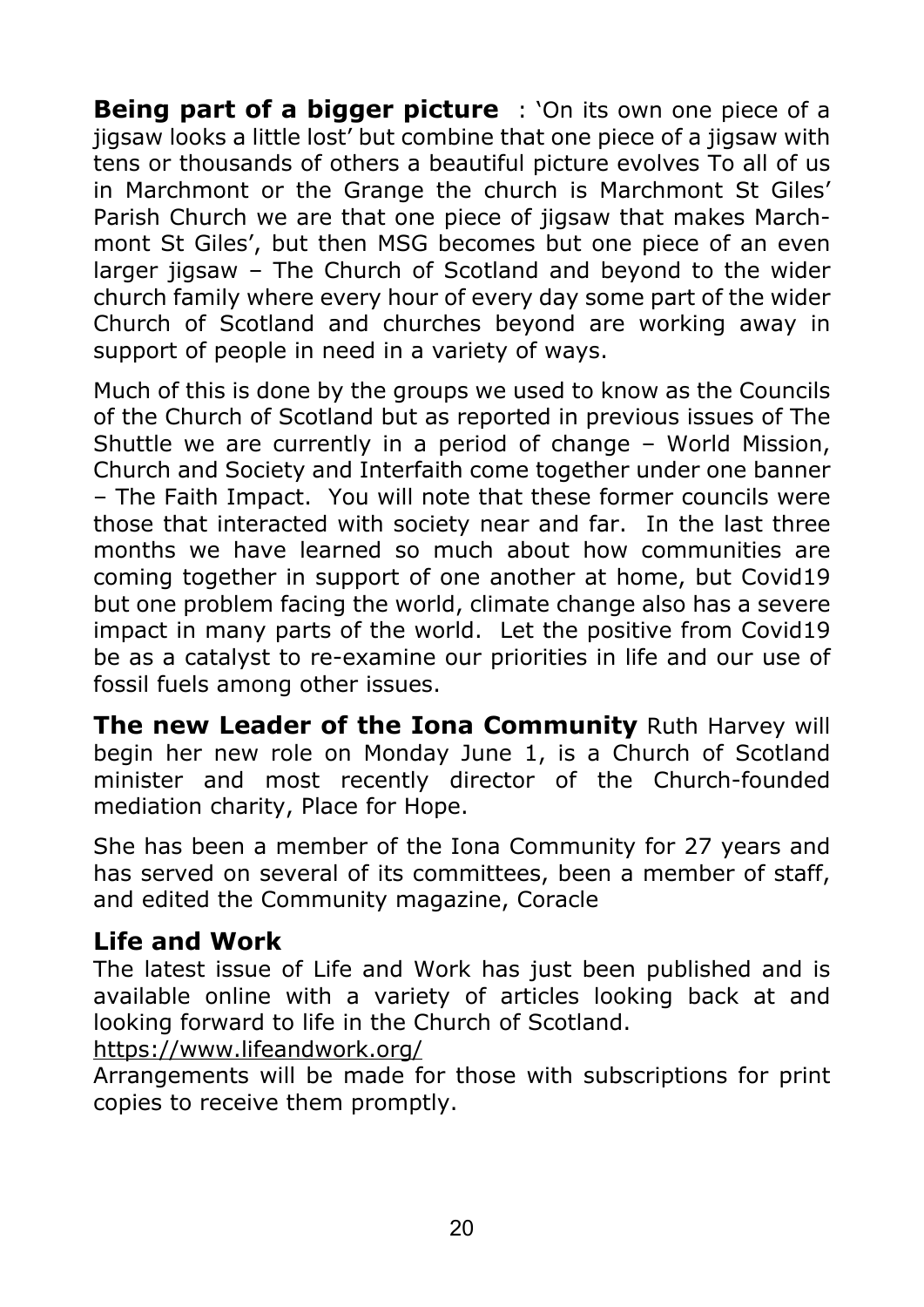**Being part of a bigger picture** : 'On its own one piece of a jigsaw looks a little lost' but combine that one piece of a jigsaw with tens or thousands of others a beautiful picture evolves To all of us in Marchmont or the Grange the church is Marchmont St Giles' Parish Church we are that one piece of jigsaw that makes Marchmont St Giles', but then MSG becomes but one piece of an even larger jigsaw – The Church of Scotland and beyond to the wider church family where every hour of every day some part of the wider Church of Scotland and churches beyond are working away in support of people in need in a variety of ways.

Much of this is done by the groups we used to know as the Councils of the Church of Scotland but as reported in previous issues of The Shuttle we are currently in a period of change – World Mission, Church and Society and Interfaith come together under one banner – The Faith Impact. You will note that these former councils were those that interacted with society near and far. In the last three months we have learned so much about how communities are coming together in support of one another at home, but Covid19 but one problem facing the world, climate change also has a severe impact in many parts of the world. Let the positive from Covid19 be as a catalyst to re-examine our priorities in life and our use of fossil fuels among other issues.

**The new Leader of the Iona Community** Ruth Harvey will begin her new role on Monday June 1, is a Church of Scotland minister and most recently director of the Church-founded mediation charity, Place for Hope.

She has been a member of the Iona Community for 27 years and has served on several of its committees, been a member of staff, and edited the Community magazine, Coracle

## Life and Work

The latest issue of Life and Work has just been published and is available online with a variety of articles looking back at and looking forward to life in the Church of Scotland.
https://www.lifeandwork.org/
Arrangements will be made for those with subscriptions for print copies to receive them promptly.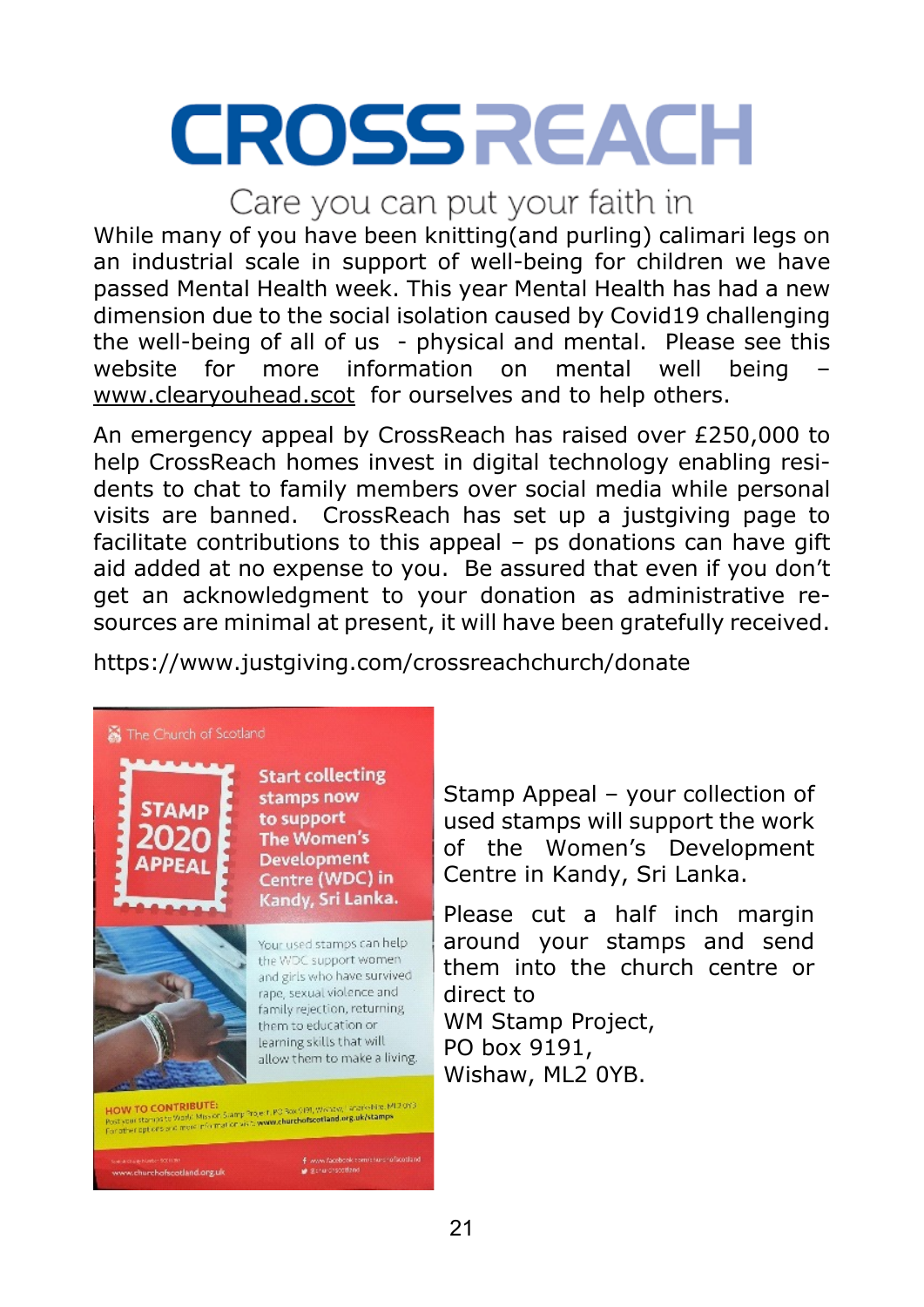# CROSSREACH

Care you can put your faith in

While many of you have been knitting(and purling) calimari legs on an industrial scale in support of well-being for children we have passed Mental Health week. This year Mental Health has had a new dimension due to the social isolation caused by Covid19 challenging the well-being of all of us - physical and mental. Please see this website for more information on mental well being – www.clearyouhead.scot for ourselves and to help others.

An emergency appeal by CrossReach has raised over £250,000 to help CrossReach homes invest in digital technology enabling residents to chat to family members over social media while personal visits are banned. CrossReach has set up a justgiving page to facilitate contributions to this appeal – ps donations can have gift aid added at no expense to you. Be assured that even if you don't get an acknowledgment to your donation as administrative resources are minimal at present, it will have been gratefully received.

https://www.justgiving.com/crossreachchurch/donate

The Church of Scotland

STAMP 2020 APPEAL

Start collecting stamps now to support The Women's Development Centre (WDC) in Kandy, Sri Lanka.

Your used stamps can help the WDC support women and girls who have survived rape, sexual violence and family rejection, returning them to education or learning skills that will allow them to make a living.

HOW TO CONTRIBUTE:

www.churchofscotland.org.uk

Stamp Appeal – your collection of used stamps will support the work of the Women's Development Centre in Kandy, Sri Lanka.

Please cut a half inch margin around your stamps and send them into the church centre or direct to  
WM Stamp Project,  
PO box 9191,  
Wishaw, ML2 0YB.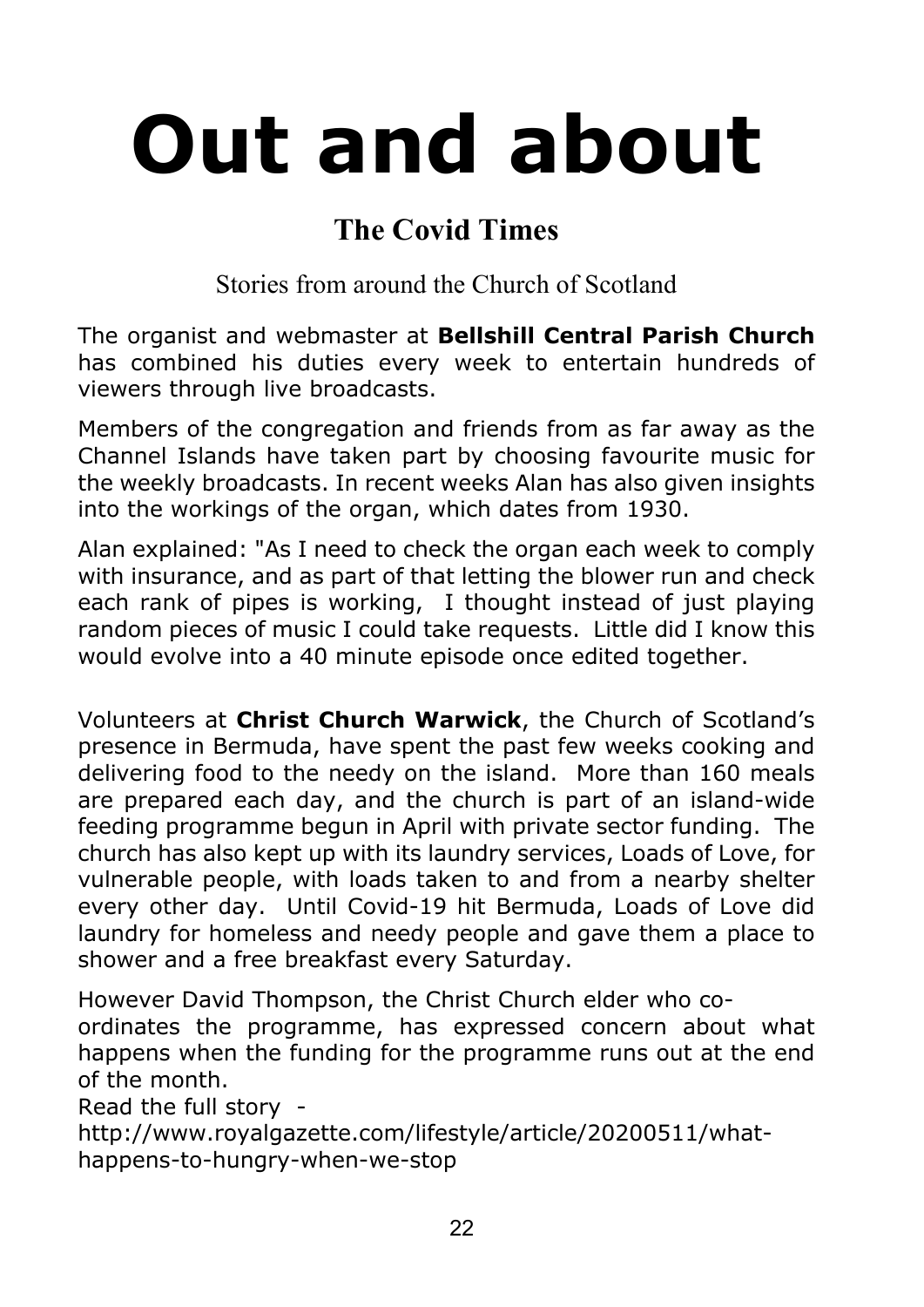# Out and about

## The Covid Times

Stories from around the Church of Scotland

The organist and webmaster at **Bellshill Central Parish Church** has combined his duties every week to entertain hundreds of viewers through live broadcasts.

Members of the congregation and friends from as far away as the Channel Islands have taken part by choosing favourite music for the weekly broadcasts. In recent weeks Alan has also given insights into the workings of the organ, which dates from 1930.

Alan explained: "As I need to check the organ each week to comply with insurance, and as part of that letting the blower run and check each rank of pipes is working, I thought instead of just playing random pieces of music I could take requests. Little did I know this would evolve into a 40 minute episode once edited together.

Volunteers at **Christ Church Warwick**, the Church of Scotland's presence in Bermuda, have spent the past few weeks cooking and delivering food to the needy on the island. More than 160 meals are prepared each day, and the church is part of an island-wide feeding programme begun in April with private sector funding. The church has also kept up with its laundry services, Loads of Love, for vulnerable people, with loads taken to and from a nearby shelter every other day. Until Covid-19 hit Bermuda, Loads of Love did laundry for homeless and needy people and gave them a place to shower and a free breakfast every Saturday.

However David Thompson, the Christ Church elder who co-ordinates the programme, has expressed concern about what happens when the funding for the programme runs out at the end of the month.

Read the full story - http://www.royalgazette.com/lifestyle/article/20200511/what-happens-to-hungry-when-we-stop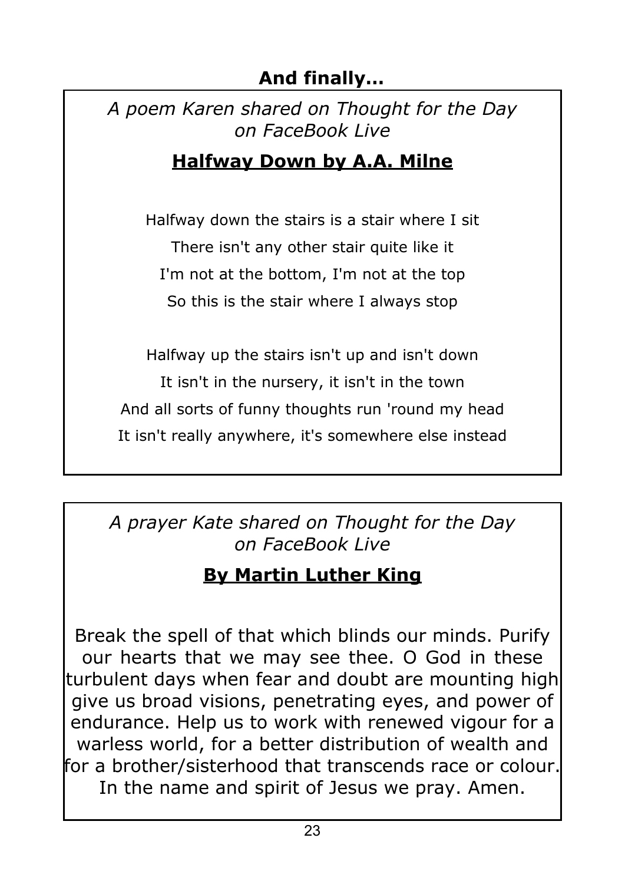## And finally…

*A poem Karen shared on Thought for the Day on FaceBook Live*

### **Halfway Down by A.A. Milne**

Halfway down the stairs is a stair where I sit  
There isn't any other stair quite like it  
I'm not at the bottom, I'm not at the top  
So this is the stair where I always stop

Halfway up the stairs isn't up and isn't down  
It isn't in the nursery, it isn't in the town  
And all sorts of funny thoughts run 'round my head  
It isn't really anywhere, it's somewhere else instead

*A prayer Kate shared on Thought for the Day on FaceBook Live*

### **By Martin Luther King**

Break the spell of that which blinds our minds. Purify our hearts that we may see thee. O God in these turbulent days when fear and doubt are mounting high give us broad visions, penetrating eyes, and power of endurance. Help us to work with renewed vigour for a warless world, for a better distribution of wealth and for a brother/sisterhood that transcends race or colour. In the name and spirit of Jesus we pray. Amen.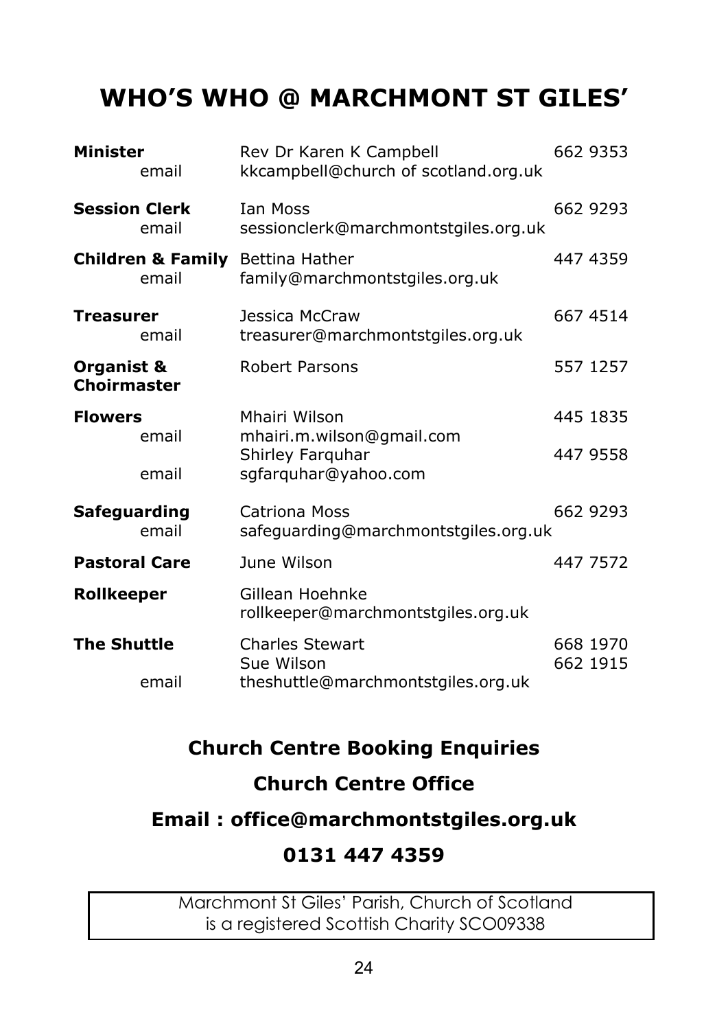# WHO'S WHO @ MARCHMONT ST GILES'

| | | |
|---|---|---|
| **Minister** | Rev Dr Karen K Campbell | 662 9353 |
| email | kkcampbell@church of scotland.org.uk | |
| **Session Clerk** | Ian Moss | 662 9293 |
| email | sessionclerk@marchmontstgiles.org.uk | |
| **Children & Family** | Bettina Hather | 447 4359 |
| email | family@marchmontstgiles.org.uk | |
| **Treasurer** | Jessica McCraw | 667 4514 |
| email | treasurer@marchmontstgiles.org.uk | |
| **Organist & Choirmaster** | Robert Parsons | 557 1257 |
| **Flowers** | Mhairi Wilson | 445 1835 |
| email | mhairi.m.wilson@gmail.com | |
| | Shirley Farquhar | 447 9558 |
| email | sgfarquhar@yahoo.com | |
| **Safeguarding** | Catriona Moss | 662 9293 |
| email | safeguarding@marchmontstgiles.org.uk | |
| **Pastoral Care** | June Wilson | 447 7572 |
| **Rollkeeper** | Gillean Hoehnke | |
| | rollkeeper@marchmontstgiles.org.uk | |
| **The Shuttle** | Charles Stewart | 668 1970 |
| | Sue Wilson | 662 1915 |
| email | theshuttle@marchmontstgiles.org.uk | |

## Church Centre Booking Enquiries

## Church Centre Office

## Email : office@marchmontstgiles.org.uk

## 0131 447 4359

Marchmont St Giles' Parish, Church of Scotland
is a registered Scottish Charity SCO09338